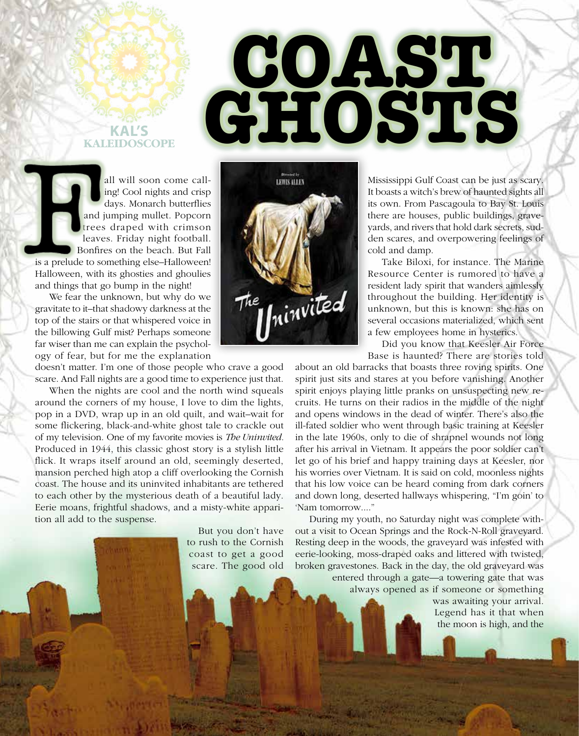KAL'S KALEIDOSCOPE

# COAST GHOSTS

Fall will soon come calling! Cool nights and crisp days. Monarch butterflies and jumping mullet. Popcorn trees draped with crimson leaves. Friday night football. Bonfires on the beach. But Fall is a prelude to something else–Halloween! Halloween, with its ghosties and ghoulies and things that go bump in the night!

We fear the unknown, but why do we gravitate to it–that shadowy darkness at the top of the stairs or that whispered voice in the billowing Gulf mist? Perhaps someone far wiser than me can explain the psychology of fear, but for me the explanation doesn't matter. I'm one of those people who crave a good scare. And Fall nights are a good time to experience just that.

When the nights are cool and the north wind squeals around the corners of my house, I love to dim the lights, pop in a DVD, wrap up in an old quilt, and wait–wait for some flickering, black-and-white ghost tale to crackle out of my television. One of my favorite movies is *The Uninvited*. Produced in 1944, this classic ghost story is a stylish little flick. It wraps itself around an old, seemingly deserted, mansion perched high atop a cliff overlooking the Cornish coast. The house and its uninvited inhabitants are tethered to each other by the mysterious death of a beautiful lady. Eerie moans, frightful shadows, and a misty-white apparition all add to the suspense.

But you don't have to rush to the Cornish coast to get a good scare. The good old Mississippi Gulf Coast can be just as scary. It boasts a witch's brew of haunted sights all its own. From Pascagoula to Bay St. Louis there are houses, public buildings, graveyards, and rivers that hold dark secrets, sudden scares, and overpowering feelings of cold and damp.

Take Biloxi, for instance. The Marine Resource Center is rumored to have a resident lady spirit that wanders aimlessly throughout the building. Her identity is unknown, but this is known: she has on several occasions materialized, which sent a few employees home in hysterics.

Did you know that Keesler Air Force Base is haunted? There are stories told about an old barracks that boasts three roving spirits. One spirit just sits and stares at you before vanishing. Another spirit enjoys playing little pranks on unsuspecting new recruits. He turns on their radios in the middle of the night and opens windows in the dead of winter. There's also the ill-fated soldier who went through basic training at Keesler in the late 1960s, only to die of shrapnel wounds not long after his arrival in Vietnam. It appears the poor soldier can't let go of his brief and happy training days at Keesler, nor his worries over Vietnam. It is said on cold, moonless nights that his low voice can be heard coming from dark corners and down long, deserted hallways whispering, "I'm goin' to 'Nam tomorrow...."

During my youth, no Saturday night was complete without a visit to Ocean Springs and the Rock-N-Roll graveyard. Resting deep in the woods, the graveyard was infested with eerie-looking, moss-draped oaks and littered with twisted, broken gravestones. Back in the day, the old graveyard was entered through a gate—a towering gate that was always opened as if someone or something was awaiting your arrival. Legend has it that when the moon is high, and the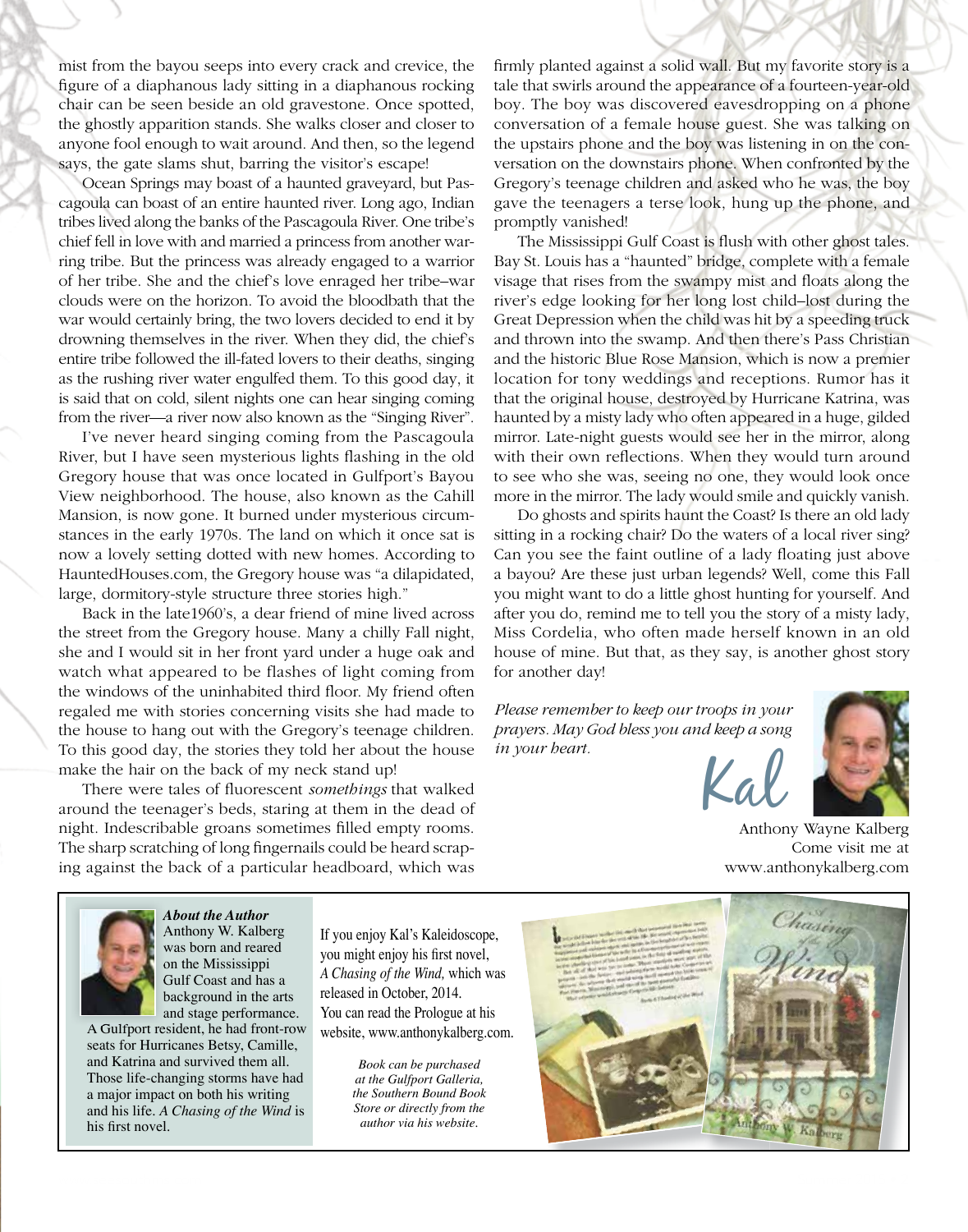mist from the bayou seeps into every crack and crevice, the figure of a diaphanous lady sitting in a diaphanous rocking chair can be seen beside an old gravestone. Once spotted, the ghostly apparition stands. She walks closer and closer to anyone fool enough to wait around. And then, so the legend says, the gate slams shut, barring the visitor's escape!

Ocean Springs may boast of a haunted graveyard, but Pascagoula can boast of an entire haunted river. Long ago, Indian tribes lived along the banks of the Pascagoula River. One tribe's chief fell in love with and married a princess from another warring tribe. But the princess was already engaged to a warrior of her tribe. She and the chief's love enraged her tribe–war clouds were on the horizon. To avoid the bloodbath that the war would certainly bring, the two lovers decided to end it by drowning themselves in the river. When they did, the chief's entire tribe followed the ill-fated lovers to their deaths, singing as the rushing river water engulfed them. To this good day, it is said that on cold, silent nights one can hear singing coming from the river—a river now also known as the "Singing River".

I've never heard singing coming from the Pascagoula River, but I have seen mysterious lights flashing in the old Gregory house that was once located in Gulfport's Bayou View neighborhood. The house, also known as the Cahill Mansion, is now gone. It burned under mysterious circumstances in the early 1970s. The land on which it once sat is now a lovely setting dotted with new homes. According to HauntedHouses.com, the Gregory house was "a dilapidated, large, dormitory-style structure three stories high."

Back in the late1960's, a dear friend of mine lived across the street from the Gregory house. Many a chilly Fall night, she and I would sit in her front yard under a huge oak and watch what appeared to be flashes of light coming from the windows of the uninhabited third floor. My friend often regaled me with stories concerning visits she had made to the house to hang out with the Gregory's teenage children. To this good day, the stories they told her about the house make the hair on the back of my neck stand up!

There were tales of fluorescent *somethings* that walked around the teenager's beds, staring at them in the dead of night. Indescribable groans sometimes filled empty rooms. The sharp scratching of long fingernails could be heard scraping against the back of a particular headboard, which was firmly planted against a solid wall. But my favorite story is a tale that swirls around the appearance of a fourteen-year-old boy. The boy was discovered eavesdropping on a phone conversation of a female house guest. She was talking on the upstairs phone and the boy was listening in on the conversation on the downstairs phone. When confronted by the Gregory's teenage children and asked who he was, the boy gave the teenagers a terse look, hung up the phone, and promptly vanished!

The Mississippi Gulf Coast is flush with other ghost tales. Bay St. Louis has a "haunted" bridge, complete with a female visage that rises from the swampy mist and floats along the river's edge looking for her long lost child–lost during the Great Depression when the child was hit by a speeding truck and thrown into the swamp. And then there's Pass Christian and the historic Blue Rose Mansion, which is now a premier location for tony weddings and receptions. Rumor has it that the original house, destroyed by Hurricane Katrina, was haunted by a misty lady who often appeared in a huge, gilded mirror. Late-night guests would see her in the mirror, along with their own reflections. When they would turn around to see who she was, seeing no one, they would look once more in the mirror. The lady would smile and quickly vanish.

Do ghosts and spirits haunt the Coast? Is there an old lady sitting in a rocking chair? Do the waters of a local river sing? Can you see the faint outline of a lady floating just above a bayou? Are these just urban legends? Well, come this Fall you might want to do a little ghost hunting for yourself. And after you do, remind me to tell you the story of a misty lady, Miss Cordelia, who often made herself known in an old house of mine. But that, as they say, is another ghost story for another day!

*Please remember to keep our troops in your prayers. May God bless you and keep a song in your heart.*

Kal

Anthony Wayne Kalberg
Come visit me at
www.anthonykalberg.com

***About the Author***
Anthony W. Kalberg was born and reared on the Mississippi Gulf Coast and has a background in the arts and stage performance. A Gulfport resident, he had front-row seats for Hurricanes Betsy, Camille, and Katrina and survived them all. Those life-changing storms have had a major impact on both his writing and his life. *A Chasing of the Wind* is his first novel.

If you enjoy Kal's Kaleidoscope, you might enjoy his first novel, *A Chasing of the Wind,* which was released in October, 2014. You can read the Prologue at his website, www.anthonykalberg.com.

*Book can be purchased at the Gulfport Galleria, the Southern Bound Book Store or directly from the author via his website.*